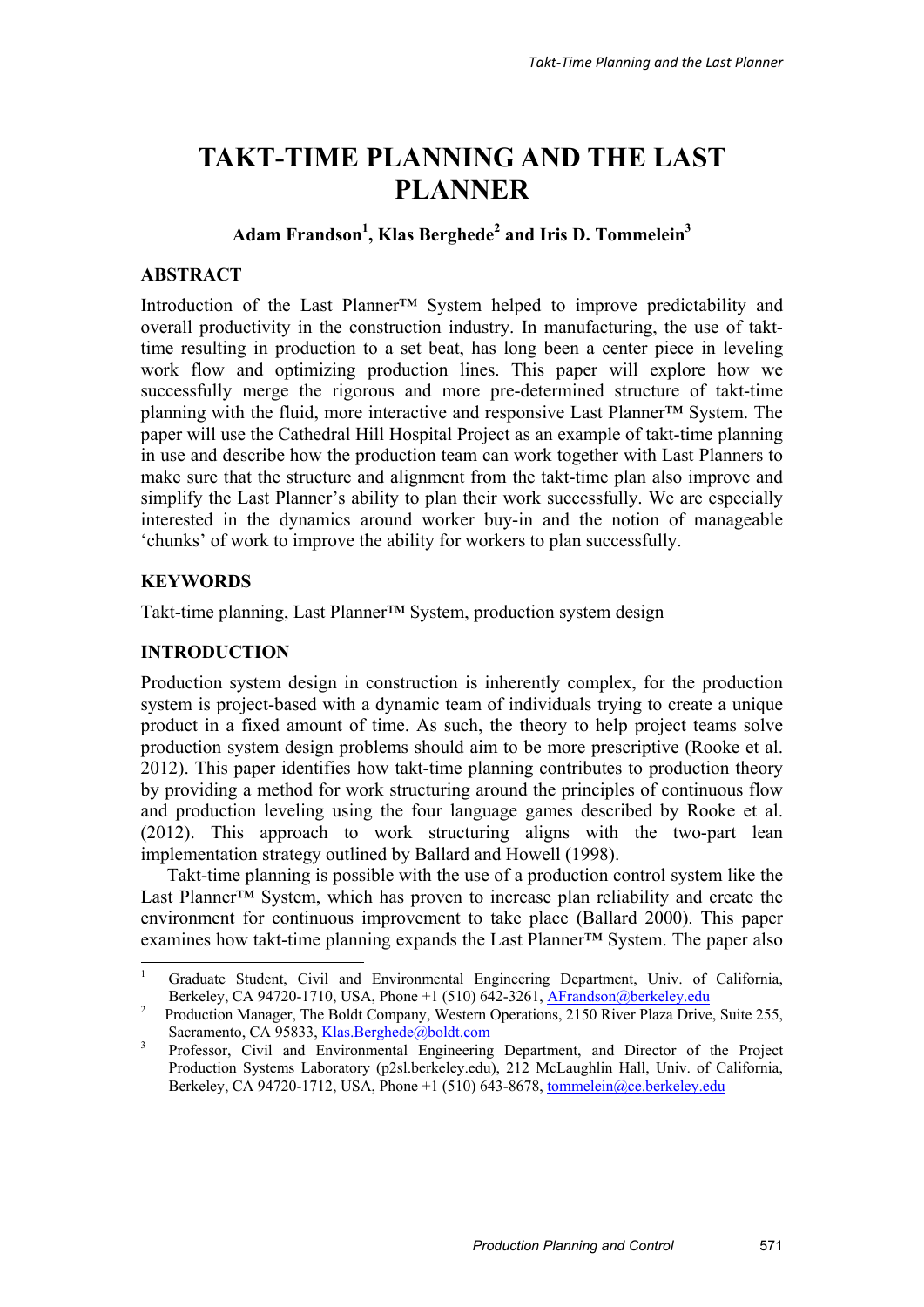# TAKT-TIME PLANNING AND THE LAST PLANNER

**Adam Frandson[1], Klas Berghede[2] and Iris D. Tommelein[3]**

## ABSTRACT

Introduction of the Last Planner™ System helped to improve predictability and overall productivity in the construction industry. In manufacturing, the use of takt-time resulting in production to a set beat, has long been a center piece in leveling work flow and optimizing production lines. This paper will explore how we successfully merge the rigorous and more pre-determined structure of takt-time planning with the fluid, more interactive and responsive Last Planner™ System. The paper will use the Cathedral Hill Hospital Project as an example of takt-time planning in use and describe how the production team can work together with Last Planners to make sure that the structure and alignment from the takt-time plan also improve and simplify the Last Planner's ability to plan their work successfully. We are especially interested in the dynamics around worker buy-in and the notion of manageable 'chunks' of work to improve the ability for workers to plan successfully.

## KEYWORDS

Takt-time planning, Last Planner™ System, production system design

## INTRODUCTION

Production system design in construction is inherently complex, for the production system is project-based with a dynamic team of individuals trying to create a unique product in a fixed amount of time. As such, the theory to help project teams solve production system design problems should aim to be more prescriptive (Rooke et al. 2012). This paper identifies how takt-time planning contributes to production theory by providing a method for work structuring around the principles of continuous flow and production leveling using the four language games described by Rooke et al. (2012). This approach to work structuring aligns with the two-part lean implementation strategy outlined by Ballard and Howell (1998).

Takt-time planning is possible with the use of a production control system like the Last Planner™ System, which has proven to increase plan reliability and create the environment for continuous improvement to take place (Ballard 2000). This paper examines how takt-time planning expands the Last Planner™ System. The paper also

---

[1] Graduate Student, Civil and Environmental Engineering Department, Univ. of California, Berkeley, CA 94720-1710, USA, Phone +1 (510) 642-3261, AFrandson@berkeley.edu

[2] Production Manager, The Boldt Company, Western Operations, 2150 River Plaza Drive, Suite 255, Sacramento, CA 95833, Klas.Berghede@boldt.com

[3] Professor, Civil and Environmental Engineering Department, and Director of the Project Production Systems Laboratory (p2sl.berkeley.edu), 212 McLaughlin Hall, Univ. of California, Berkeley, CA 94720-1712, USA, Phone +1 (510) 643-8678, tommelein@ce.berkeley.edu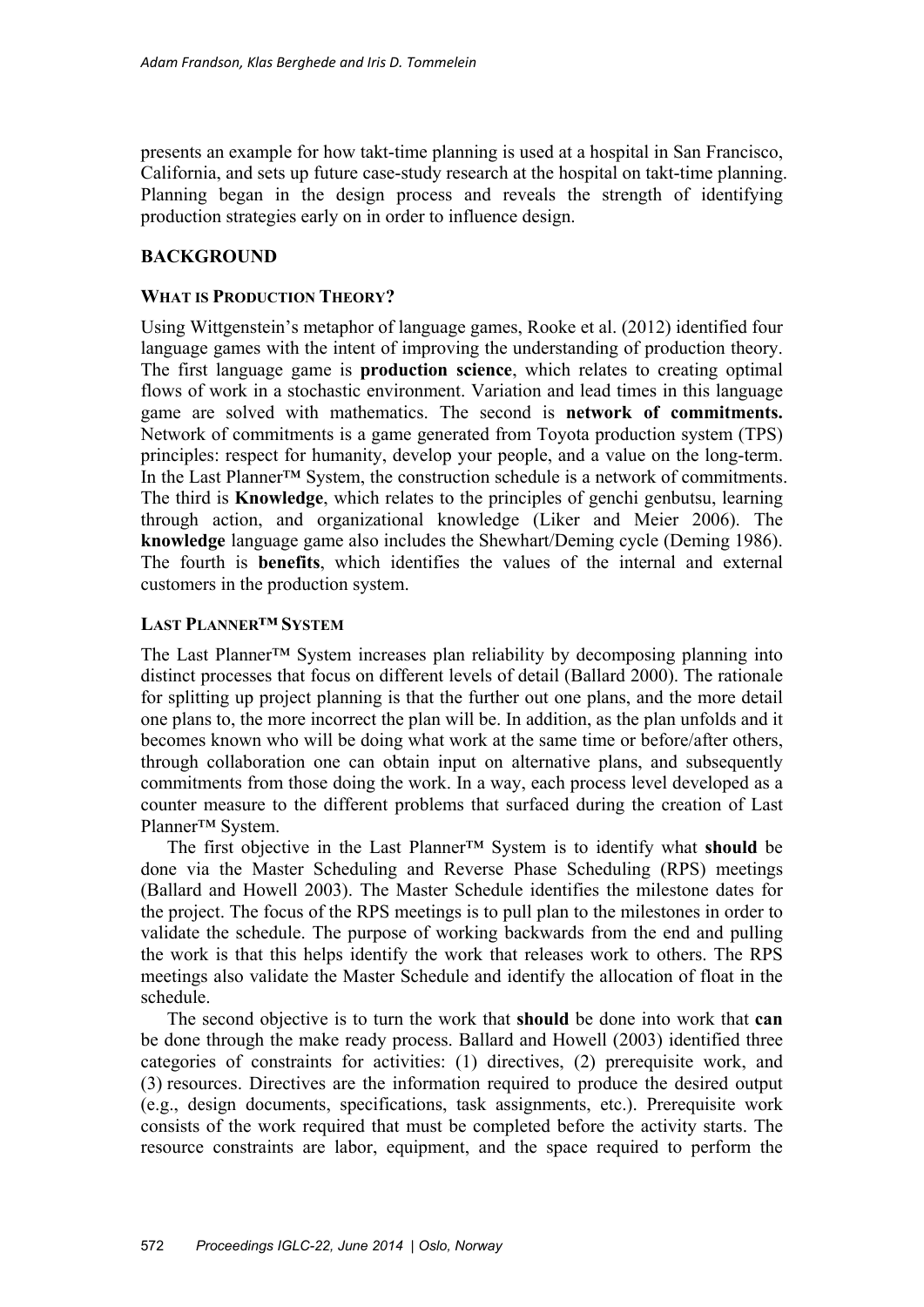presents an example for how takt-time planning is used at a hospital in San Francisco, California, and sets up future case-study research at the hospital on takt-time planning. Planning began in the design process and reveals the strength of identifying production strategies early on in order to influence design.

## BACKGROUND

### WHAT IS PRODUCTION THEORY?

Using Wittgenstein's metaphor of language games, Rooke et al. (2012) identified four language games with the intent of improving the understanding of production theory. The first language game is **production science**, which relates to creating optimal flows of work in a stochastic environment. Variation and lead times in this language game are solved with mathematics. The second is **network of commitments.** Network of commitments is a game generated from Toyota production system (TPS) principles: respect for humanity, develop your people, and a value on the long-term. In the Last Planner™ System, the construction schedule is a network of commitments. The third is **Knowledge**, which relates to the principles of genchi genbutsu, learning through action, and organizational knowledge (Liker and Meier 2006). The **knowledge** language game also includes the Shewhart/Deming cycle (Deming 1986). The fourth is **benefits**, which identifies the values of the internal and external customers in the production system.

### LAST PLANNER™ SYSTEM

The Last Planner™ System increases plan reliability by decomposing planning into distinct processes that focus on different levels of detail (Ballard 2000). The rationale for splitting up project planning is that the further out one plans, and the more detail one plans to, the more incorrect the plan will be. In addition, as the plan unfolds and it becomes known who will be doing what work at the same time or before/after others, through collaboration one can obtain input on alternative plans, and subsequently commitments from those doing the work. In a way, each process level developed as a counter measure to the different problems that surfaced during the creation of Last Planner™ System.

The first objective in the Last Planner™ System is to identify what **should** be done via the Master Scheduling and Reverse Phase Scheduling (RPS) meetings (Ballard and Howell 2003). The Master Schedule identifies the milestone dates for the project. The focus of the RPS meetings is to pull plan to the milestones in order to validate the schedule. The purpose of working backwards from the end and pulling the work is that this helps identify the work that releases work to others. The RPS meetings also validate the Master Schedule and identify the allocation of float in the schedule.

The second objective is to turn the work that **should** be done into work that **can** be done through the make ready process. Ballard and Howell (2003) identified three categories of constraints for activities: (1) directives, (2) prerequisite work, and (3) resources. Directives are the information required to produce the desired output (e.g., design documents, specifications, task assignments, etc.). Prerequisite work consists of the work required that must be completed before the activity starts. The resource constraints are labor, equipment, and the space required to perform the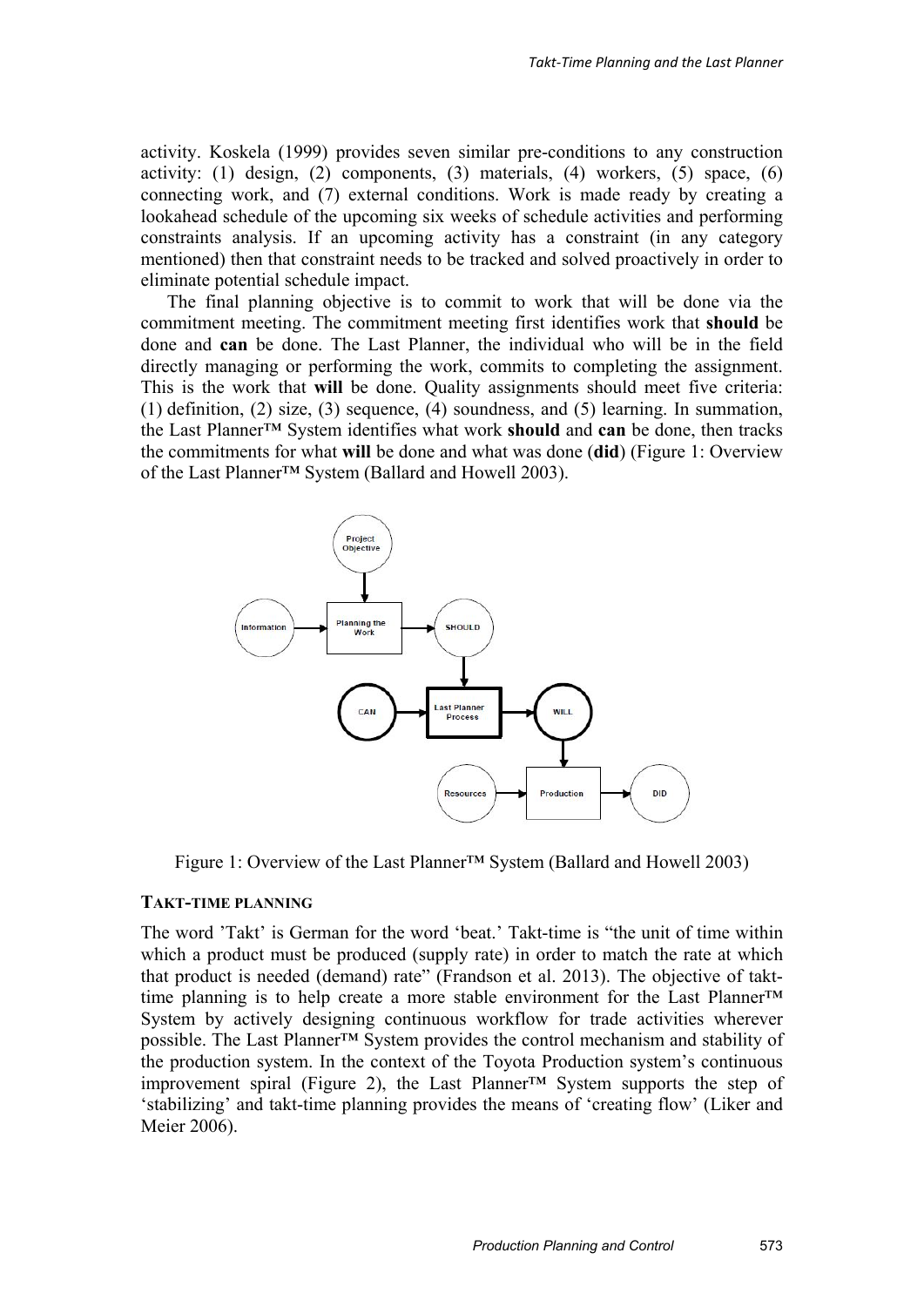activity. Koskela (1999) provides seven similar pre-conditions to any construction activity: (1) design, (2) components, (3) materials, (4) workers, (5) space, (6) connecting work, and (7) external conditions. Work is made ready by creating a lookahead schedule of the upcoming six weeks of schedule activities and performing constraints analysis. If an upcoming activity has a constraint (in any category mentioned) then that constraint needs to be tracked and solved proactively in order to eliminate potential schedule impact.

The final planning objective is to commit to work that will be done via the commitment meeting. The commitment meeting first identifies work that **should** be done and **can** be done. The Last Planner, the individual who will be in the field directly managing or performing the work, commits to completing the assignment. This is the work that **will** be done. Quality assignments should meet five criteria: (1) definition, (2) size, (3) sequence, (4) soundness, and (5) learning. In summation, the Last Planner™ System identifies what work **should** and **can** be done, then tracks the commitments for what **will** be done and what was done (**did**) (Figure 1: Overview of the Last Planner™ System (Ballard and Howell 2003).

Figure 1: Overview of the Last Planner™ System (Ballard and Howell 2003)

### TAKT-TIME PLANNING

The word 'Takt' is German for the word 'beat.' Takt-time is "the unit of time within which a product must be produced (supply rate) in order to match the rate at which that product is needed (demand) rate" (Frandson et al. 2013). The objective of takt-time planning is to help create a more stable environment for the Last Planner™ System by actively designing continuous workflow for trade activities wherever possible. The Last Planner™ System provides the control mechanism and stability of the production system. In the context of the Toyota Production system's continuous improvement spiral (Figure 2), the Last Planner™ System supports the step of 'stabilizing' and takt-time planning provides the means of 'creating flow' (Liker and Meier 2006).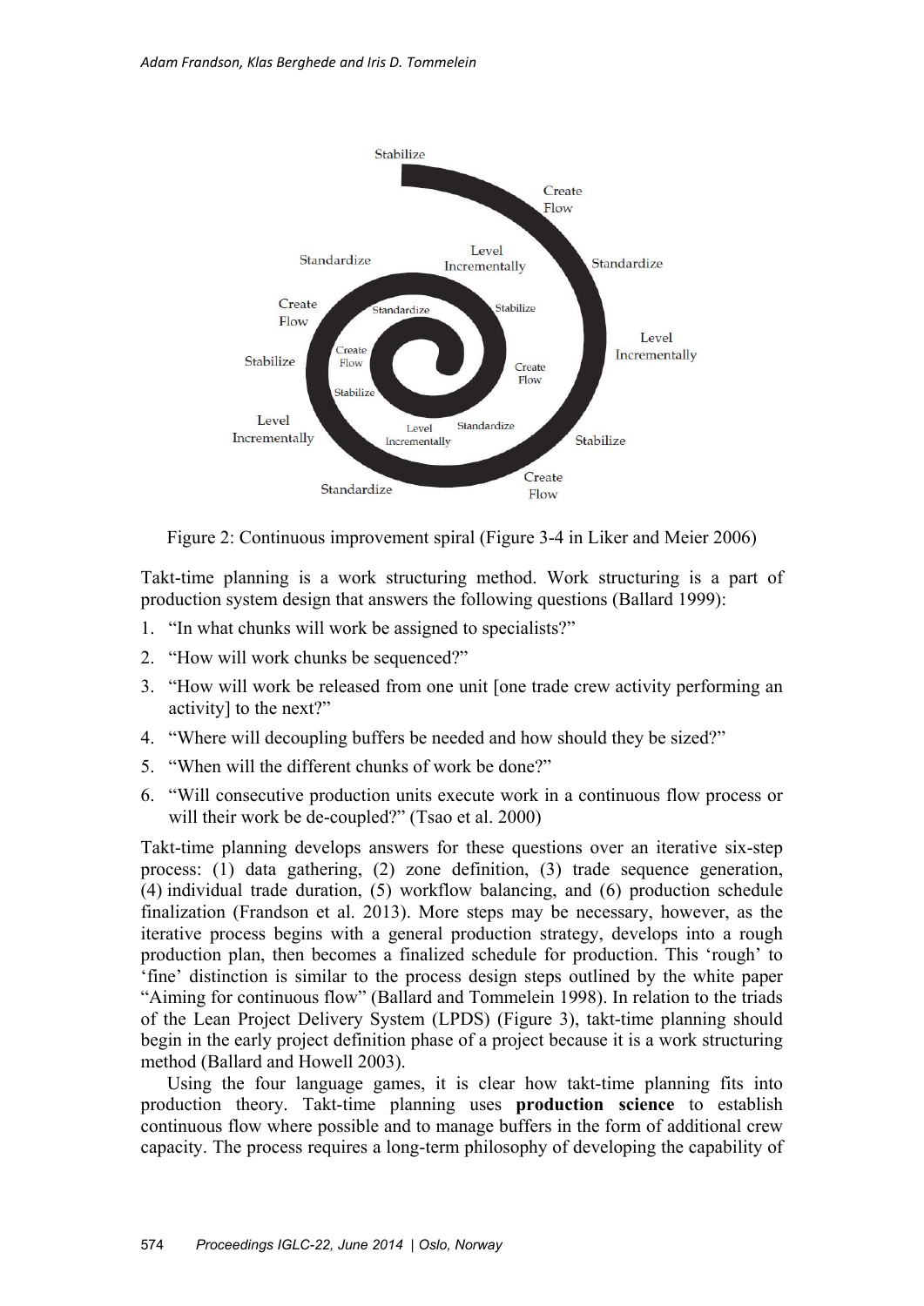Figure 2: Continuous improvement spiral (Figure 3-4 in Liker and Meier 2006)

Takt-time planning is a work structuring method. Work structuring is a part of production system design that answers the following questions (Ballard 1999):

1. "In what chunks will work be assigned to specialists?"
2. "How will work chunks be sequenced?"
3. "How will work be released from one unit [one trade crew activity performing an activity] to the next?"
4. "Where will decoupling buffers be needed and how should they be sized?"
5. "When will the different chunks of work be done?"
6. "Will consecutive production units execute work in a continuous flow process or will their work be de-coupled?" (Tsao et al. 2000)

Takt-time planning develops answers for these questions over an iterative six-step process: (1) data gathering, (2) zone definition, (3) trade sequence generation, (4) individual trade duration, (5) workflow balancing, and (6) production schedule finalization (Frandson et al. 2013). More steps may be necessary, however, as the iterative process begins with a general production strategy, develops into a rough production plan, then becomes a finalized schedule for production. This 'rough' to 'fine' distinction is similar to the process design steps outlined by the white paper "Aiming for continuous flow" (Ballard and Tommelein 1998). In relation to the triads of the Lean Project Delivery System (LPDS) (Figure 3), takt-time planning should begin in the early project definition phase of a project because it is a work structuring method (Ballard and Howell 2003).

Using the four language games, it is clear how takt-time planning fits into production theory. Takt-time planning uses **production science** to establish continuous flow where possible and to manage buffers in the form of additional crew capacity. The process requires a long-term philosophy of developing the capability of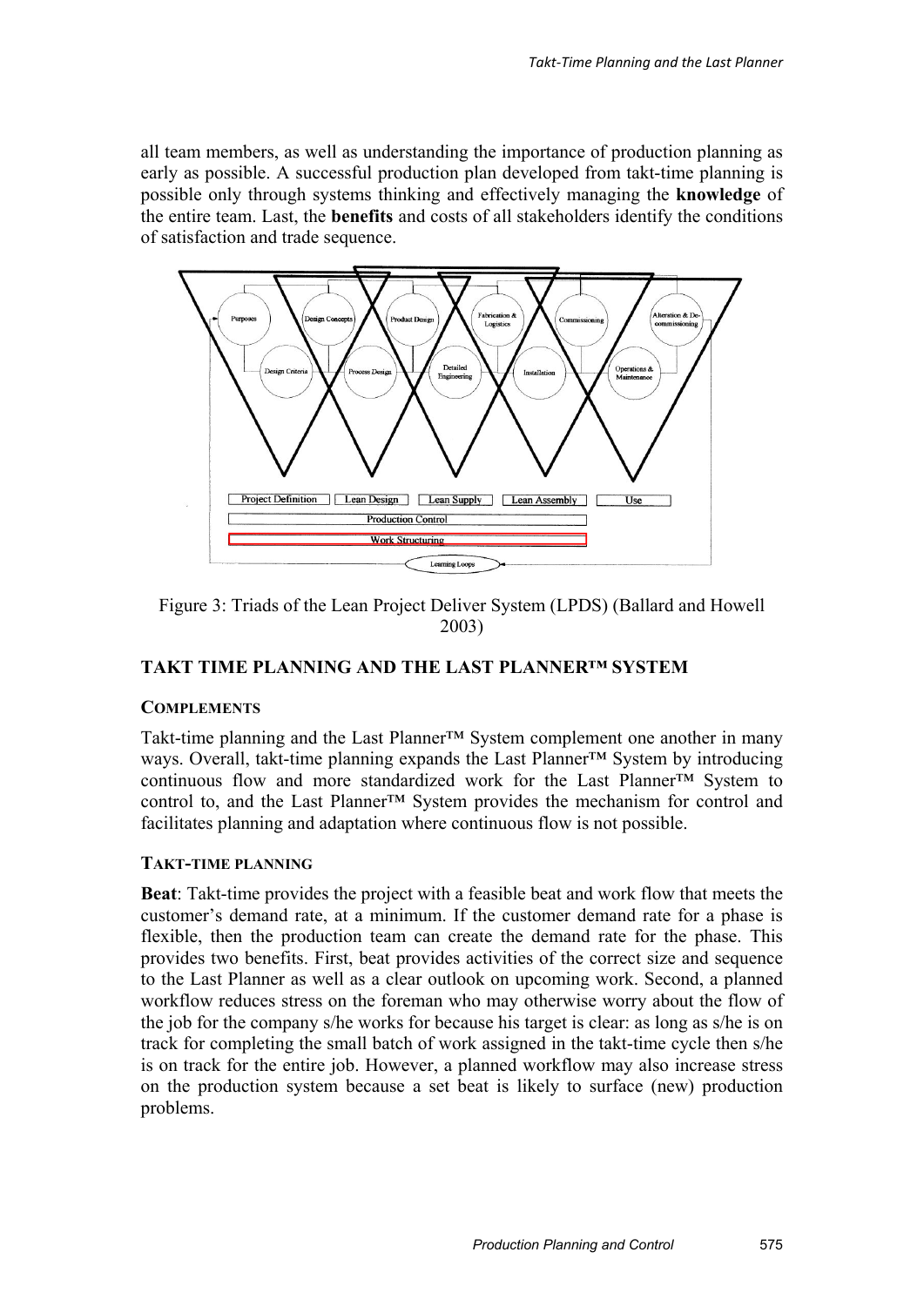all team members, as well as understanding the importance of production planning as early as possible. A successful production plan developed from takt-time planning is possible only through systems thinking and effectively managing the **knowledge** of the entire team. Last, the **benefits** and costs of all stakeholders identify the conditions of satisfaction and trade sequence.

Figure 3: Triads of the Lean Project Deliver System (LPDS) (Ballard and Howell 2003)

## TAKT TIME PLANNING AND THE LAST PLANNER™ SYSTEM

### COMPLEMENTS

Takt-time planning and the Last Planner™ System complement one another in many ways. Overall, takt-time planning expands the Last Planner™ System by introducing continuous flow and more standardized work for the Last Planner™ System to control to, and the Last Planner™ System provides the mechanism for control and facilitates planning and adaptation where continuous flow is not possible.

### TAKT-TIME PLANNING

**Beat**: Takt-time provides the project with a feasible beat and work flow that meets the customer's demand rate, at a minimum. If the customer demand rate for a phase is flexible, then the production team can create the demand rate for the phase. This provides two benefits. First, beat provides activities of the correct size and sequence to the Last Planner as well as a clear outlook on upcoming work. Second, a planned workflow reduces stress on the foreman who may otherwise worry about the flow of the job for the company s/he works for because his target is clear: as long as s/he is on track for completing the small batch of work assigned in the takt-time cycle then s/he is on track for the entire job. However, a planned workflow may also increase stress on the production system because a set beat is likely to surface (new) production problems.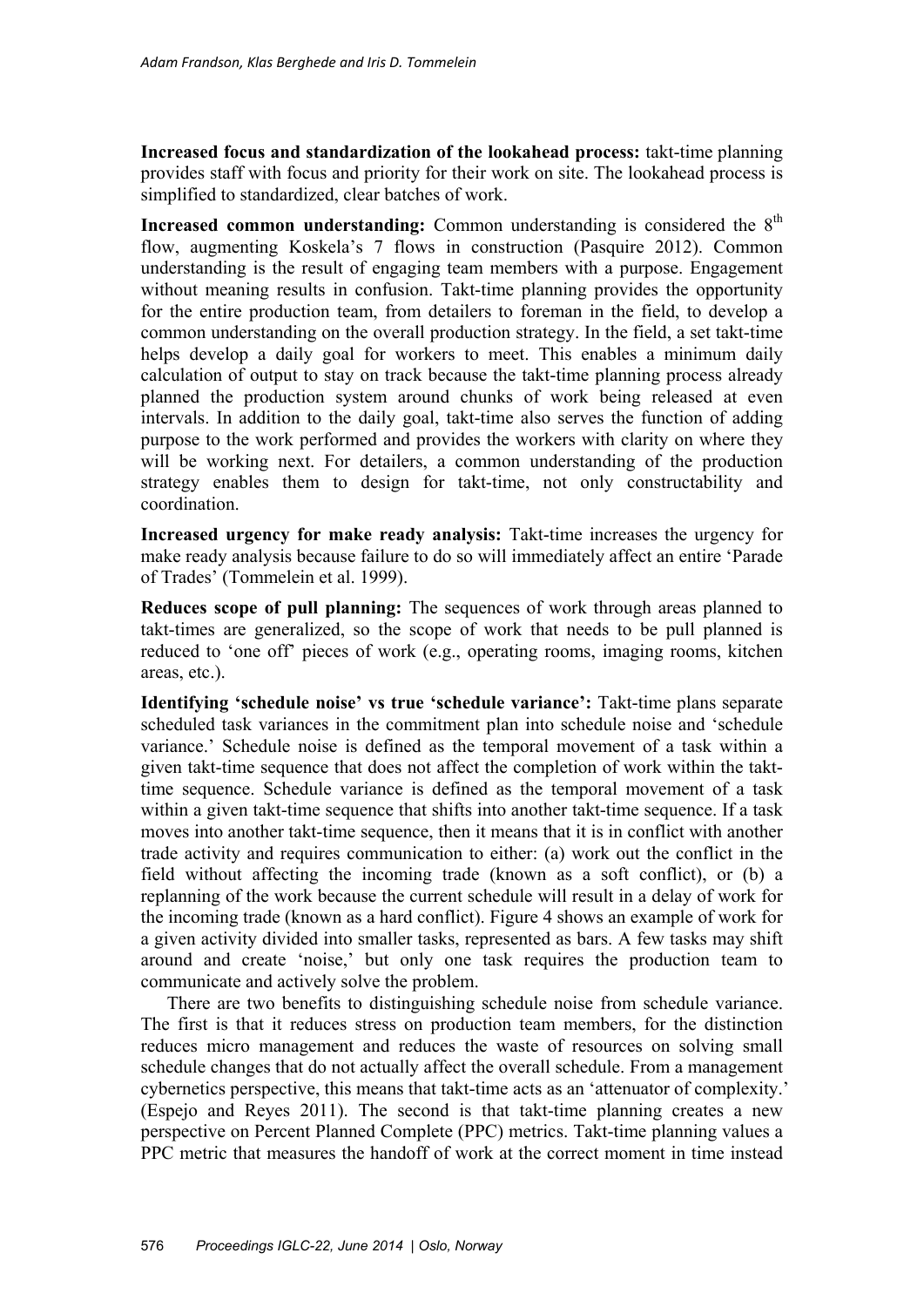**Increased focus and standardization of the lookahead process:** takt-time planning provides staff with focus and priority for their work on site. The lookahead process is simplified to standardized, clear batches of work.

**Increased common understanding:** Common understanding is considered the 8th flow, augmenting Koskela's 7 flows in construction (Pasquire 2012). Common understanding is the result of engaging team members with a purpose. Engagement without meaning results in confusion. Takt-time planning provides the opportunity for the entire production team, from detailers to foreman in the field, to develop a common understanding on the overall production strategy. In the field, a set takt-time helps develop a daily goal for workers to meet. This enables a minimum daily calculation of output to stay on track because the takt-time planning process already planned the production system around chunks of work being released at even intervals. In addition to the daily goal, takt-time also serves the function of adding purpose to the work performed and provides the workers with clarity on where they will be working next. For detailers, a common understanding of the production strategy enables them to design for takt-time, not only constructability and coordination.

**Increased urgency for make ready analysis:** Takt-time increases the urgency for make ready analysis because failure to do so will immediately affect an entire 'Parade of Trades' (Tommelein et al. 1999).

**Reduces scope of pull planning:** The sequences of work through areas planned to takt-times are generalized, so the scope of work that needs to be pull planned is reduced to 'one off' pieces of work (e.g., operating rooms, imaging rooms, kitchen areas, etc.).

**Identifying 'schedule noise' vs true 'schedule variance':** Takt-time plans separate scheduled task variances in the commitment plan into schedule noise and 'schedule variance.' Schedule noise is defined as the temporal movement of a task within a given takt-time sequence that does not affect the completion of work within the takt-time sequence. Schedule variance is defined as the temporal movement of a task within a given takt-time sequence that shifts into another takt-time sequence. If a task moves into another takt-time sequence, then it means that it is in conflict with another trade activity and requires communication to either: (a) work out the conflict in the field without affecting the incoming trade (known as a soft conflict), or (b) a replanning of the work because the current schedule will result in a delay of work for the incoming trade (known as a hard conflict). Figure 4 shows an example of work for a given activity divided into smaller tasks, represented as bars. A few tasks may shift around and create 'noise,' but only one task requires the production team to communicate and actively solve the problem.

There are two benefits to distinguishing schedule noise from schedule variance. The first is that it reduces stress on production team members, for the distinction reduces micro management and reduces the waste of resources on solving small schedule changes that do not actually affect the overall schedule. From a management cybernetics perspective, this means that takt-time acts as an 'attenuator of complexity.' (Espejo and Reyes 2011). The second is that takt-time planning creates a new perspective on Percent Planned Complete (PPC) metrics. Takt-time planning values a PPC metric that measures the handoff of work at the correct moment in time instead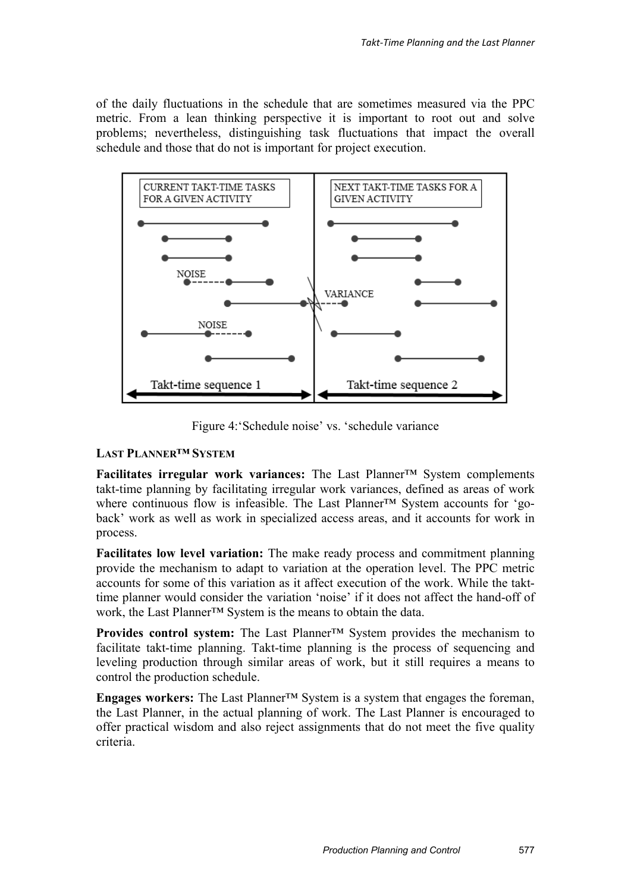of the daily fluctuations in the schedule that are sometimes measured via the PPC metric. From a lean thinking perspective it is important to root out and solve problems; nevertheless, distinguishing task fluctuations that impact the overall schedule and those that do not is important for project execution.

Figure 4:'Schedule noise' vs. 'schedule variance

### LAST PLANNER™ SYSTEM

**Facilitates irregular work variances:** The Last Planner™ System complements takt-time planning by facilitating irregular work variances, defined as areas of work where continuous flow is infeasible. The Last Planner™ System accounts for 'go-back' work as well as work in specialized access areas, and it accounts for work in process.

**Facilitates low level variation:** The make ready process and commitment planning provide the mechanism to adapt to variation at the operation level. The PPC metric accounts for some of this variation as it affect execution of the work. While the takt-time planner would consider the variation 'noise' if it does not affect the hand-off of work, the Last Planner™ System is the means to obtain the data.

**Provides control system:** The Last Planner™ System provides the mechanism to facilitate takt-time planning. Takt-time planning is the process of sequencing and leveling production through similar areas of work, but it still requires a means to control the production schedule.

**Engages workers:** The Last Planner™ System is a system that engages the foreman, the Last Planner, in the actual planning of work. The Last Planner is encouraged to offer practical wisdom and also reject assignments that do not meet the five quality criteria.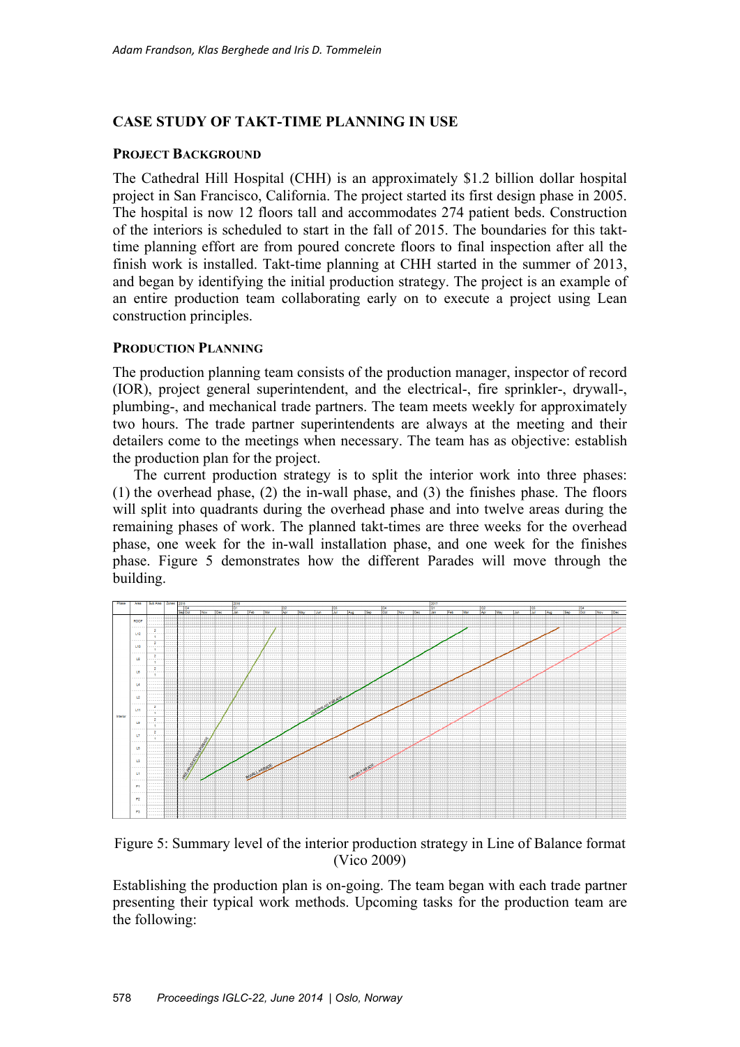## CASE STUDY OF TAKT-TIME PLANNING IN USE

### PROJECT BACKGROUND

The Cathedral Hill Hospital (CHH) is an approximately $1.2 billion dollar hospital project in San Francisco, California. The project started its first design phase in 2005. The hospital is now 12 floors tall and accommodates 274 patient beds. Construction of the interiors is scheduled to start in the fall of 2015. The boundaries for this takt-time planning effort are from poured concrete floors to final inspection after all the finish work is installed. Takt-time planning at CHH started in the summer of 2013, and began by identifying the initial production strategy. The project is an example of an entire production team collaborating early on to execute a project using Lean construction principles.

### PRODUCTION PLANNING

The production planning team consists of the production manager, inspector of record (IOR), project general superintendent, and the electrical-, fire sprinkler-, drywall-, plumbing-, and mechanical trade partners. The team meets weekly for approximately two hours. The trade partner superintendents are always at the meeting and their detailers come to the meetings when necessary. The team has as objective: establish the production plan for the project.

The current production strategy is to split the interior work into three phases: (1) the overhead phase, (2) the in-wall phase, and (3) the finishes phase. The floors will split into quadrants during the overhead phase and into twelve areas during the remaining phases of work. The planned takt-times are three weeks for the overhead phase, one week for the in-wall installation phase, and one week for the finishes phase. Figure 5 demonstrates how the different Parades will move through the building.

Figure 5: Summary level of the interior production strategy in Line of Balance format (Vico 2009)

Establishing the production plan is on-going. The team began with each trade partner presenting their typical work methods. Upcoming tasks for the production team are the following: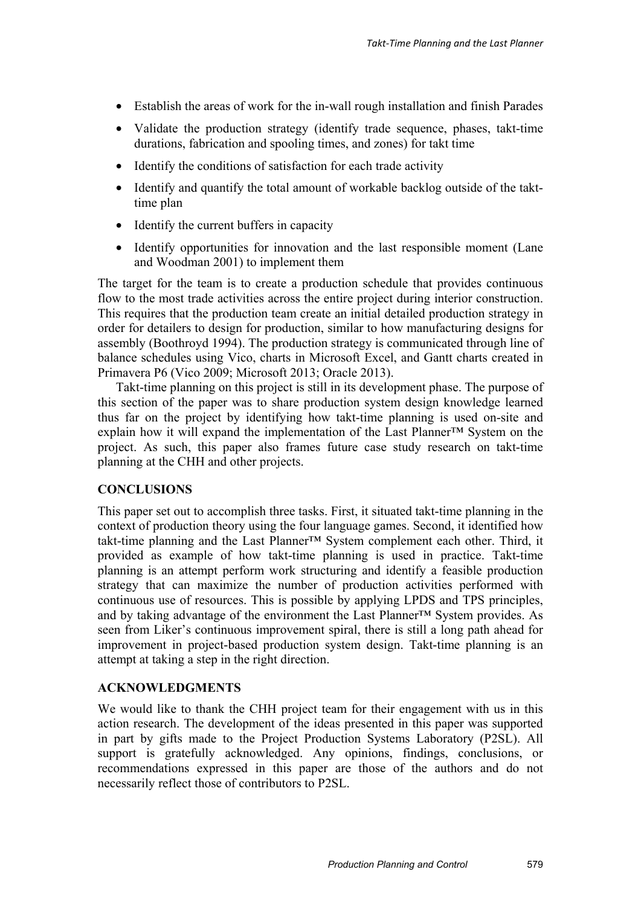- Establish the areas of work for the in-wall rough installation and finish Parades
- Validate the production strategy (identify trade sequence, phases, takt-time durations, fabrication and spooling times, and zones) for takt time
- Identify the conditions of satisfaction for each trade activity
- Identify and quantify the total amount of workable backlog outside of the takt-time plan
- Identify the current buffers in capacity
- Identify opportunities for innovation and the last responsible moment (Lane and Woodman 2001) to implement them

The target for the team is to create a production schedule that provides continuous flow to the most trade activities across the entire project during interior construction. This requires that the production team create an initial detailed production strategy in order for detailers to design for production, similar to how manufacturing designs for assembly (Boothroyd 1994). The production strategy is communicated through line of balance schedules using Vico, charts in Microsoft Excel, and Gantt charts created in Primavera P6 (Vico 2009; Microsoft 2013; Oracle 2013).

Takt-time planning on this project is still in its development phase. The purpose of this section of the paper was to share production system design knowledge learned thus far on the project by identifying how takt-time planning is used on-site and explain how it will expand the implementation of the Last Planner™ System on the project. As such, this paper also frames future case study research on takt-time planning at the CHH and other projects.

## CONCLUSIONS

This paper set out to accomplish three tasks. First, it situated takt-time planning in the context of production theory using the four language games. Second, it identified how takt-time planning and the Last Planner™ System complement each other. Third, it provided as example of how takt-time planning is used in practice. Takt-time planning is an attempt perform work structuring and identify a feasible production strategy that can maximize the number of production activities performed with continuous use of resources. This is possible by applying LPDS and TPS principles, and by taking advantage of the environment the Last Planner™ System provides. As seen from Liker's continuous improvement spiral, there is still a long path ahead for improvement in project-based production system design. Takt-time planning is an attempt at taking a step in the right direction.

## ACKNOWLEDGMENTS

We would like to thank the CHH project team for their engagement with us in this action research. The development of the ideas presented in this paper was supported in part by gifts made to the Project Production Systems Laboratory (P2SL). All support is gratefully acknowledged. Any opinions, findings, conclusions, or recommendations expressed in this paper are those of the authors and do not necessarily reflect those of contributors to P2SL.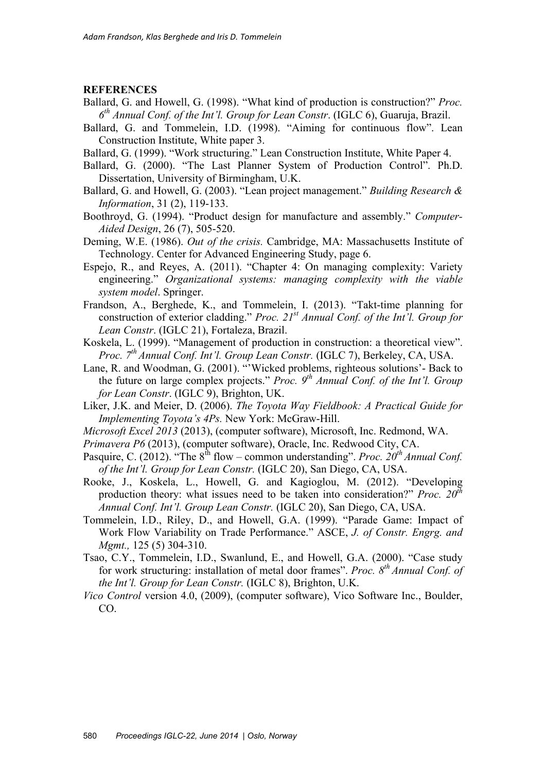## REFERENCES

Ballard, G. and Howell, G. (1998). "What kind of production is construction?" *Proc. 6th Annual Conf. of the Int'l. Group for Lean Constr*. (IGLC 6), Guaruja, Brazil.

Ballard, G. and Tommelein, I.D. (1998). "Aiming for continuous flow". Lean Construction Institute, White paper 3.

Ballard, G. (1999). "Work structuring." Lean Construction Institute, White Paper 4.

Ballard, G. (2000). "The Last Planner System of Production Control". Ph.D. Dissertation, University of Birmingham, U.K.

Ballard, G. and Howell, G. (2003). "Lean project management." *Building Research & Information*, 31 (2), 119-133.

Boothroyd, G. (1994). "Product design for manufacture and assembly." *Computer-Aided Design*, 26 (7), 505-520.

Deming, W.E. (1986). *Out of the crisis.* Cambridge, MA: Massachusetts Institute of Technology. Center for Advanced Engineering Study, page 6.

Espejo, R., and Reyes, A. (2011). "Chapter 4: On managing complexity: Variety engineering." *Organizational systems: managing complexity with the viable system model*. Springer.

Frandson, A., Berghede, K., and Tommelein, I. (2013). "Takt-time planning for construction of exterior cladding." *Proc. 21st Annual Conf. of the Int'l. Group for Lean Constr*. (IGLC 21), Fortaleza, Brazil.

Koskela, L. (1999). "Management of production in construction: a theoretical view". *Proc. 7th Annual Conf. Int'l. Group Lean Constr.* (IGLC 7), Berkeley, CA, USA.

Lane, R. and Woodman, G. (2001). "'Wicked problems, righteous solutions'- Back to the future on large complex projects." *Proc. 9th Annual Conf. of the Int'l. Group for Lean Constr*. (IGLC 9), Brighton, UK.

Liker, J.K. and Meier, D. (2006). *The Toyota Way Fieldbook: A Practical Guide for Implementing Toyota's 4Ps.* New York: McGraw-Hill.

*Microsoft Excel 2013* (2013), (computer software), Microsoft, Inc. Redmond, WA.

*Primavera P6* (2013), (computer software), Oracle, Inc. Redwood City, CA.

Pasquire, C. (2012). "The 8th flow – common understanding". *Proc. 20th Annual Conf. of the Int'l. Group for Lean Constr.* (IGLC 20), San Diego, CA, USA.

Rooke, J., Koskela, L., Howell, G. and Kagioglou, M. (2012). "Developing production theory: what issues need to be taken into consideration?" *Proc. 20th Annual Conf. Int'l. Group Lean Constr.* (IGLC 20), San Diego, CA, USA.

Tommelein, I.D., Riley, D., and Howell, G.A. (1999). "Parade Game: Impact of Work Flow Variability on Trade Performance." ASCE, *J. of Constr. Engrg. and Mgmt.,* 125 (5) 304-310.

Tsao, C.Y., Tommelein, I.D., Swanlund, E., and Howell, G.A. (2000). "Case study for work structuring: installation of metal door frames". *Proc. 8th Annual Conf. of the Int'l. Group for Lean Constr.* (IGLC 8), Brighton, U.K.

*Vico Control* version 4.0, (2009), (computer software), Vico Software Inc., Boulder, CO.